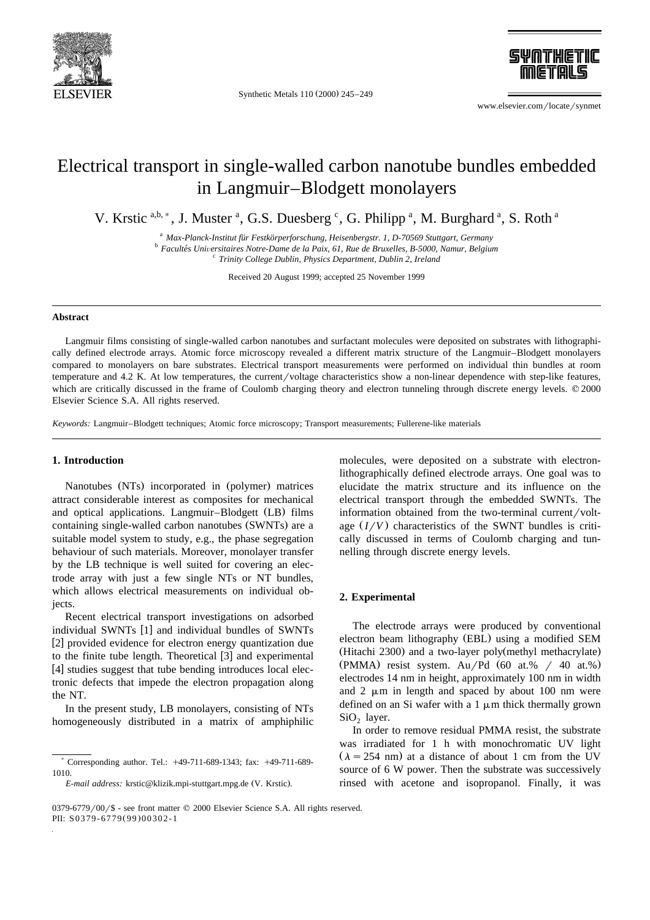# Electrical transport in single-walled carbon nanotube bundles embedded in Langmuir–Blodgett monolayers

V. Krstic [a,b,*], J. Muster [a], G.S. Duesberg [c], G. Philipp [a], M. Burghard [a], S. Roth [a]

[a] *Max-Planck-Institut für Festkörperforschung, Heisenbergstr. 1, D-70569 Stuttgart, Germany*
[b] *Facultés Universitaires Notre-Dame de la Paix, 61, Rue de Bruxelles, B-5000, Namur, Belgium*
[c] *Trinity College Dublin, Physics Department, Dublin 2, Ireland*

Received 20 August 1999; accepted 25 November 1999

## Abstract

Langmuir films consisting of single-walled carbon nanotubes and surfactant molecules were deposited on substrates with lithographically defined electrode arrays. Atomic force microscopy revealed a different matrix structure of the Langmuir–Blodgett monolayers compared to monolayers on bare substrates. Electrical transport measurements were performed on individual thin bundles at room temperature and 4.2 K. At low temperatures, the current/voltage characteristics show a non-linear dependence with step-like features, which are critically discussed in the frame of Coulomb charging theory and electron tunneling through discrete energy levels. © 2000 Elsevier Science S.A. All rights reserved.

*Keywords:* Langmuir–Blodgett techniques; Atomic force microscopy; Transport measurements; Fullerene-like materials

## 1. Introduction

Nanotubes (NTs) incorporated in (polymer) matrices attract considerable interest as composites for mechanical and optical applications. Langmuir–Blodgett (LB) films containing single-walled carbon nanotubes (SWNTs) are a suitable model system to study, e.g., the phase segregation behaviour of such materials. Moreover, monolayer transfer by the LB technique is well suited for covering an electrode array with just a few single NTs or NT bundles, which allows electrical measurements on individual objects.

Recent electrical transport investigations on adsorbed individual SWNTs [1] and individual bundles of SWNTs [2] provided evidence for electron energy quantization due to the finite tube length. Theoretical [3] and experimental [4] studies suggest that tube bending introduces local electronic defects that impede the electron propagation along the NT.

In the present study, LB monolayers, consisting of NTs homogeneously distributed in a matrix of amphiphilic molecules, were deposited on a substrate with electron-lithographically defined electrode arrays. One goal was to elucidate the matrix structure and its influence on the electrical transport through the embedded SWNTs. The information obtained from the two-terminal current/voltage ($I/V$) characteristics of the SWNT bundles is critically discussed in terms of Coulomb charging and tunnelling through discrete energy levels.

## 2. Experimental

The electrode arrays were produced by conventional electron beam lithography (EBL) using a modified SEM (Hitachi 2300) and a two-layer poly(methyl methacrylate) (PMMA) resist system. Au/Pd (60 at.% / 40 at.%) electrodes 14 nm in height, approximately 100 nm in width and 2 μm in length and spaced by about 100 nm were defined on an Si wafer with a 1 μm thick thermally grown $SiO_2$ layer.

In order to remove residual PMMA resist, the substrate was irradiated for 1 h with monochromatic UV light ($\lambda = 254$ nm) at a distance of about 1 cm from the UV source of 6 W power. Then the substrate was successively rinsed with acetone and isopropanol. Finally, it was

---

* Corresponding author. Tel.: +49-711-689-1343; fax: +49-711-689-1010.

*E-mail address:* krstic@klizik.mpi-stuttgart.mpg.de (V. Krstic).

0379-6779/00/$ - see front matter © 2000 Elsevier Science S.A. All rights reserved.
PII: S0379-6779(99)00302-1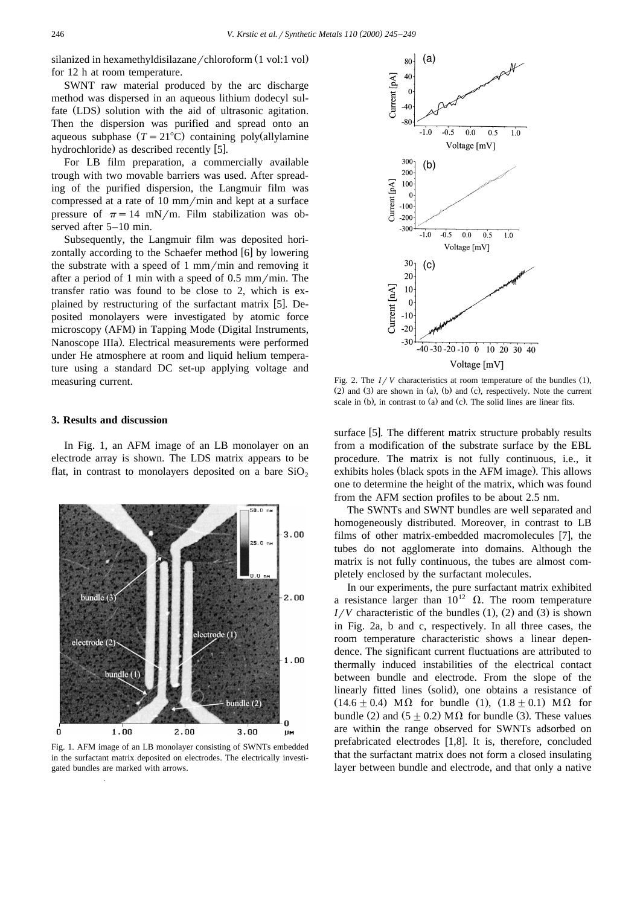silanized in hexamethyldisilazane/chloroform (1 vol:1 vol) for 12 h at room temperature.

SWNT raw material produced by the arc discharge method was dispersed in an aqueous lithium dodecyl sulfate (LDS) solution with the aid of ultrasonic agitation. Then the dispersion was purified and spread onto an aqueous subphase ($T = 21°C$) containing poly(allylamine hydrochloride) as described recently [5].

For LB film preparation, a commercially available trough with two movable barriers was used. After spreading of the purified dispersion, the Langmuir film was compressed at a rate of 10 mm/min and kept at a surface pressure of $\pi = 14$ mN/m. Film stabilization was observed after 5–10 min.

Subsequently, the Langmuir film was deposited horizontally according to the Schaefer method [6] by lowering the substrate with a speed of 1 mm/min and removing it after a period of 1 min with a speed of 0.5 mm/min. The transfer ratio was found to be close to 2, which is explained by restructuring of the surfactant matrix [5]. Deposited monolayers were investigated by atomic force microscopy (AFM) in Tapping Mode (Digital Instruments, Nanoscope IIIa). Electrical measurements were performed under He atmosphere at room and liquid helium temperature using a standard DC set-up applying voltage and measuring current.

## 3. Results and discussion

In Fig. 1, an AFM image of an LB monolayer on an electrode array is shown. The LDS matrix appears to be flat, in contrast to monolayers deposited on a bare $SiO_2$ surface [5]. The different matrix structure probably results from a modification of the substrate surface by the EBL procedure. The matrix is not fully continuous, i.e., it exhibits holes (black spots in the AFM image). This allows one to determine the height of the matrix, which was found from the AFM section profiles to be about 2.5 nm.

Fig. 1. AFM image of an LB monolayer consisting of SWNTs embedded in the surfactant matrix deposited on electrodes. The electrically investigated bundles are marked with arrows.

Fig. 2. The $I/V$ characteristics at room temperature of the bundles (1), (2) and (3) are shown in (a), (b) and (c), respectively. Note the current scale in (b), in contrast to (a) and (c). The solid lines are linear fits.

The SWNTs and SWNT bundles are well separated and homogeneously distributed. Moreover, in contrast to LB films of other matrix-embedded macromolecules [7], the tubes do not agglomerate into domains. Although the matrix is not fully continuous, the tubes are almost completely enclosed by the surfactant molecules.

In our experiments, the pure surfactant matrix exhibited a resistance larger than $10^{12}$ $\Omega$. The room temperature $I/V$ characteristic of the bundles (1), (2) and (3) is shown in Fig. 2a, b and c, respectively. In all three cases, the room temperature characteristic shows a linear dependence. The significant current fluctuations are attributed to thermally induced instabilities of the electrical contact between bundle and electrode. From the slope of the linearly fitted lines (solid), one obtains a resistance of $(14.6 \pm 0.4)$ M$\Omega$ for bundle (1), $(1.8 \pm 0.1)$ M$\Omega$ for bundle (2) and $(5 \pm 0.2)$ M$\Omega$ for bundle (3). These values are within the range observed for SWNTs adsorbed on prefabricated electrodes [1,8]. It is, therefore, concluded that the surfactant matrix does not form a closed insulating layer between bundle and electrode, and that only a native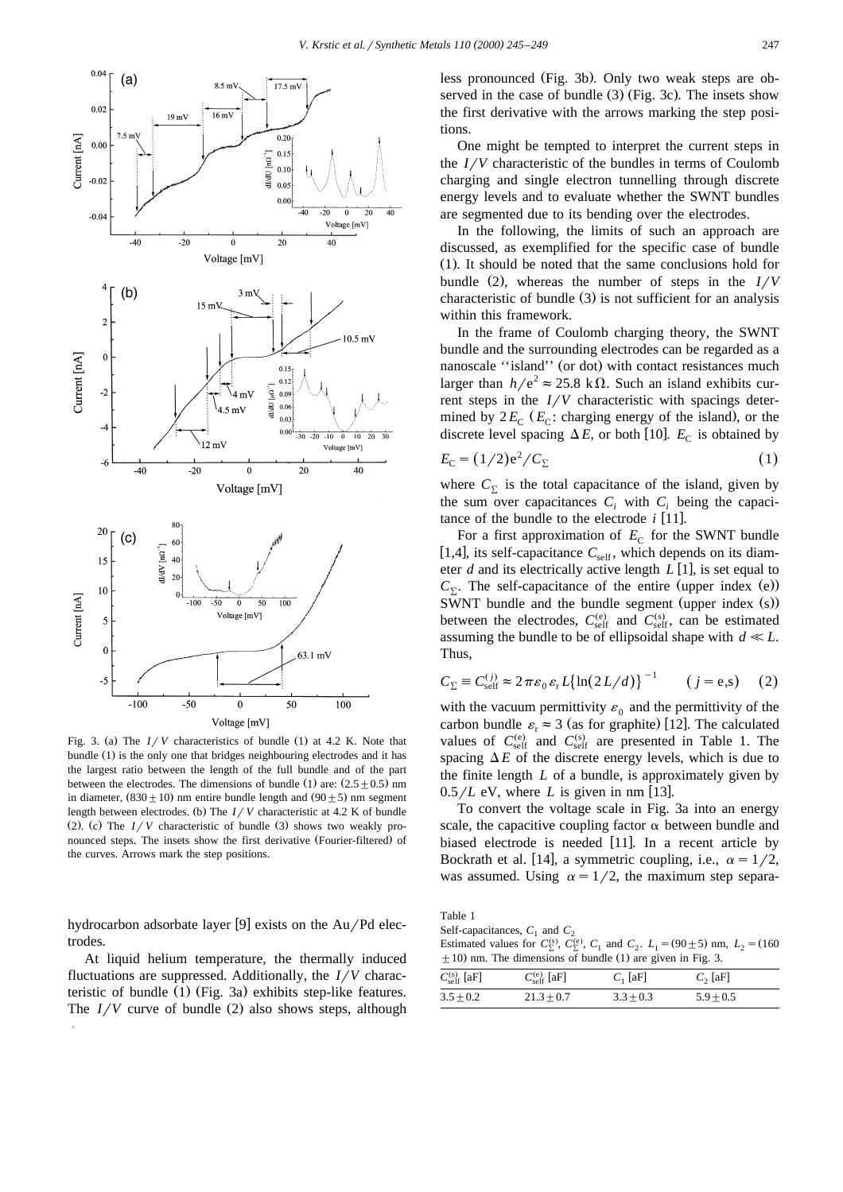Fig. 3. (a) The $I/V$ characteristics of bundle (1) at 4.2 K. Note that bundle (1) is the only one that bridges neighbouring electrodes and it has the largest ratio between the length of the full bundle and of the part between the electrodes. The dimensions of bundle (1) are: $(2.5 \pm 0.5)$ nm in diameter, $(830 \pm 10)$ nm entire bundle length and $(90 \pm 5)$ nm segment length between electrodes. (b) The $I/V$ characteristic at 4.2 K of bundle (2). (c) The $I/V$ characteristic of bundle (3) shows two weakly pronounced steps. The insets show the first derivative (Fourier-filtered) of the curves. Arrows mark the step positions.

hydrocarbon adsorbate layer [9] exists on the Au/Pd electrodes.

At liquid helium temperature, the thermally induced fluctuations are suppressed. Additionally, the $I/V$ characteristic of bundle (1) (Fig. 3a) exhibits step-like features. The $I/V$ curve of bundle (2) also shows steps, although less pronounced (Fig. 3b). Only two weak steps are observed in the case of bundle (3) (Fig. 3c). The insets show the first derivative with the arrows marking the step positions.

One might be tempted to interpret the current steps in the $I/V$ characteristic of the bundles in terms of Coulomb charging and single electron tunnelling through discrete energy levels and to evaluate whether the SWNT bundles are segmented due to its bending over the electrodes.

In the following, the limits of such an approach are discussed, as exemplified for the specific case of bundle (1). It should be noted that the same conclusions hold for bundle (2), whereas the number of steps in the $I/V$ characteristic of bundle (3) is not sufficient for an analysis within this framework.

In the frame of Coulomb charging theory, the SWNT bundle and the surrounding electrodes can be regarded as a nanoscale ''island'' (or dot) with contact resistances much larger than $h/e^2 \approx 25.8$ k$\Omega$. Such an island exhibits current steps in the $I/V$ characteristic with spacings determined by $2E_C$ ($E_C$: charging energy of the island), or the discrete level spacing $\Delta E$, or both [10]. $E_C$ is obtained by

$$E_C = (1/2)e^2/C_\Sigma \tag{1}$$

where $C_\Sigma$ is the total capacitance of the island, given by the sum over capacitances $C_i$ with $C_i$ being the capacitance of the bundle to the electrode $i$ [11].

For a first approximation of $E_C$ for the SWNT bundle [1,4], its self-capacitance $C_{self}$, which depends on its diameter $d$ and its electrically active length $L$ [1], is set equal to $C_\Sigma$. The self-capacitance of the entire (upper index (e)) SWNT bundle and the bundle segment (upper index (s)) between the electrodes, $C_{self}^{(e)}$ and $C_{self}^{(s)}$, can be estimated assuming the bundle to be of ellipsoidal shape with $d \ll L$. Thus,

$$C_\Sigma \equiv C_{self}^{(j)} \approx 2\pi\varepsilon_0\varepsilon_r L\{\ln(2L/d)\}^{-1} \qquad (j = \mathrm{e,s}) \tag{2}$$

with the vacuum permittivity $\varepsilon_0$ and the permittivity of the carbon bundle $\varepsilon_r \approx 3$ (as for graphite) [12]. The calculated values of $C_{self}^{(e)}$ and $C_{self}^{(s)}$ are presented in Table 1. The spacing $\Delta E$ of the discrete energy levels, which is due to the finite length $L$ of a bundle, is approximately given by $0.5/L$ eV, where $L$ is given in nm [13].

To convert the voltage scale in Fig. 3a into an energy scale, the capacitive coupling factor $\alpha$ between bundle and biased electrode is needed [11]. In a recent article by Bockrath et al. [14], a symmetric coupling, i.e., $\alpha = 1/2$, was assumed. Using $\alpha = 1/2$, the maximum step separa-

Table 1
Self-capacitances, $C_1$ and $C_2$
Estimated values for $C_\Sigma^{(s)}$, $C_\Sigma^{(e)}$, $C_1$ and $C_2$. $L_1 = (90 \pm 5)$ nm, $L_2 = (160 \pm 10)$ nm. The dimensions of bundle (1) are given in Fig. 3.

| $C_{self}^{(s)}$ [aF] | $C_{self}^{(e)}$ [aF] | $C_1$ [aF] | $C_2$ [aF] |
|---|---|---|---|
| $3.5 \pm 0.2$ | $21.3 \pm 0.7$ | $3.3 \pm 0.3$ | $5.9 \pm 0.5$ |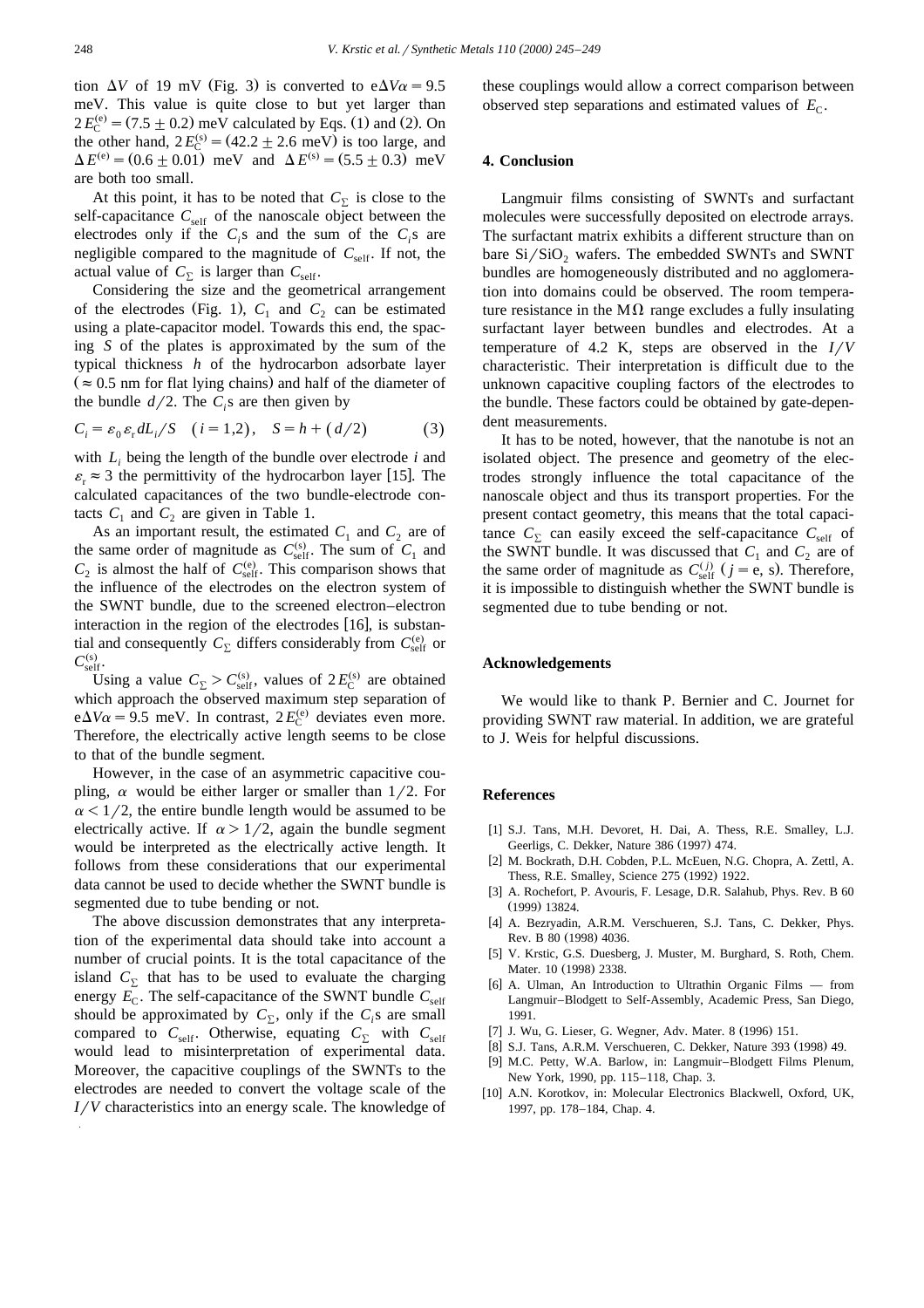tion $\Delta V$ of 19 mV (Fig. 3) is converted to $e\Delta V\alpha = 9.5$ meV. This value is quite close to but yet larger than $2E_C^{(e)} = (7.5 \pm 0.2)$ meV calculated by Eqs. (1) and (2). On the other hand, $2E_C^{(s)} = (42.2 \pm 2.6$ meV) is too large, and $\Delta E^{(e)} = (0.6 \pm 0.01)$ meV and $\Delta E^{(s)} = (5.5 \pm 0.3)$ meV are both too small.

At this point, it has to be noted that $C_\Sigma$ is close to the self-capacitance $C_{self}$ of the nanoscale object between the electrodes only if the $C_i$s and the sum of the $C_i$s are negligible compared to the magnitude of $C_{self}$. If not, the actual value of $C_\Sigma$ is larger than $C_{self}$.

Considering the size and the geometrical arrangement of the electrodes (Fig. 1), $C_1$ and $C_2$ can be estimated using a plate-capacitor model. Towards this end, the spacing $S$ of the plates is approximated by the sum of the typical thickness $h$ of the hydrocarbon adsorbate layer ($\approx 0.5$ nm for flat lying chains) and half of the diameter of the bundle $d/2$. The $C_i$s are then given by

$$C_i = \varepsilon_0 \varepsilon_r d L_i / S \quad (i = 1,2), \quad S = h + (d/2) \tag{3}$$

with $L_i$ being the length of the bundle over electrode $i$ and $\varepsilon_r \approx 3$ the permittivity of the hydrocarbon layer [15]. The calculated capacitances of the two bundle-electrode contacts $C_1$ and $C_2$ are given in Table 1.

As an important result, the estimated $C_1$ and $C_2$ are of the same order of magnitude as $C_{self}^{(s)}$. The sum of $C_1$ and $C_2$ is almost the half of $C_{self}^{(e)}$. This comparison shows that the influence of the electrodes on the electron system of the SWNT bundle, due to the screened electron–electron interaction in the region of the electrodes [16], is substantial and consequently $C_\Sigma$ differs considerably from $C_{self}^{(e)}$ or $C_{self}^{(s)}$.

Using a value $C_\Sigma > C_{self}^{(s)}$, values of $2E_C^{(s)}$ are obtained which approach the observed maximum step separation of $e\Delta V\alpha = 9.5$ meV. In contrast, $2E_C^{(e)}$ deviates even more. Therefore, the electrically active length seems to be close to that of the bundle segment.

However, in the case of an asymmetric capacitive coupling, $\alpha$ would be either larger or smaller than 1/2. For $\alpha < 1/2$, the entire bundle length would be assumed to be electrically active. If $\alpha > 1/2$, again the bundle segment would be interpreted as the electrically active length. It follows from these considerations that our experimental data cannot be used to decide whether the SWNT bundle is segmented due to tube bending or not.

The above discussion demonstrates that any interpretation of the experimental data should take into account a number of crucial points. It is the total capacitance of the island $C_\Sigma$ that has to be used to evaluate the charging energy $E_C$. The self-capacitance of the SWNT bundle $C_{self}$ should be approximated by $C_\Sigma$, only if the $C_i$s are small compared to $C_{self}$. Otherwise, equating $C_\Sigma$ with $C_{self}$ would lead to misinterpretation of experimental data. Moreover, the capacitive couplings of the SWNTs to the electrodes are needed to convert the voltage scale of the $I/V$ characteristics into an energy scale. The knowledge of these couplings would allow a correct comparison between observed step separations and estimated values of $E_C$.

## 4. Conclusion

Langmuir films consisting of SWNTs and surfactant molecules were successfully deposited on electrode arrays. The surfactant matrix exhibits a different structure than on bare $Si/SiO_2$ wafers. The embedded SWNTs and SWNT bundles are homogeneously distributed and no agglomeration into domains could be observed. The room temperature resistance in the M$\Omega$ range excludes a fully insulating surfactant layer between bundles and electrodes. At a temperature of 4.2 K, steps are observed in the $I/V$ characteristic. Their interpretation is difficult due to the unknown capacitive coupling factors of the electrodes to the bundle. These factors could be obtained by gate-dependent measurements.

It has to be noted, however, that the nanotube is not an isolated object. The presence and geometry of the electrodes strongly influence the total capacitance of the nanoscale object and thus its transport properties. For the present contact geometry, this means that the total capacitance $C_\Sigma$ can easily exceed the self-capacitance $C_{self}$ of the SWNT bundle. It was discussed that $C_1$ and $C_2$ are of the same order of magnitude as $C_{self}^{(j)}$ ($j =$ e, s). Therefore, it is impossible to distinguish whether the SWNT bundle is segmented due to tube bending or not.

## Acknowledgements

We would like to thank P. Bernier and C. Journet for providing SWNT raw material. In addition, we are grateful to J. Weis for helpful discussions.

## References

[1] S.J. Tans, M.H. Devoret, H. Dai, A. Thess, R.E. Smalley, L.J. Geerligs, C. Dekker, Nature 386 (1997) 474.
[2] M. Bockrath, D.H. Cobden, P.L. McEuen, N.G. Chopra, A. Zettl, A. Thess, R.E. Smalley, Science 275 (1992) 1922.
[3] A. Rochefort, P. Avouris, F. Lesage, D.R. Salahub, Phys. Rev. B 60 (1999) 13824.
[4] A. Bezryadin, A.R.M. Verschueren, S.J. Tans, C. Dekker, Phys. Rev. B 80 (1998) 4036.
[5] V. Krstic, G.S. Duesberg, J. Muster, M. Burghard, S. Roth, Chem. Mater. 10 (1998) 2338.
[6] A. Ulman, An Introduction to Ultrathin Organic Films — from Langmuir–Blodgett to Self-Assembly, Academic Press, San Diego, 1991.
[7] J. Wu, G. Lieser, G. Wegner, Adv. Mater. 8 (1996) 151.
[8] S.J. Tans, A.R.M. Verschueren, C. Dekker, Nature 393 (1998) 49.
[9] M.C. Petty, W.A. Barlow, in: Langmuir–Blodgett Films Plenum, New York, 1990, pp. 115–118, Chap. 3.
[10] A.N. Korotkov, in: Molecular Electronics Blackwell, Oxford, UK, 1997, pp. 178–184, Chap. 4.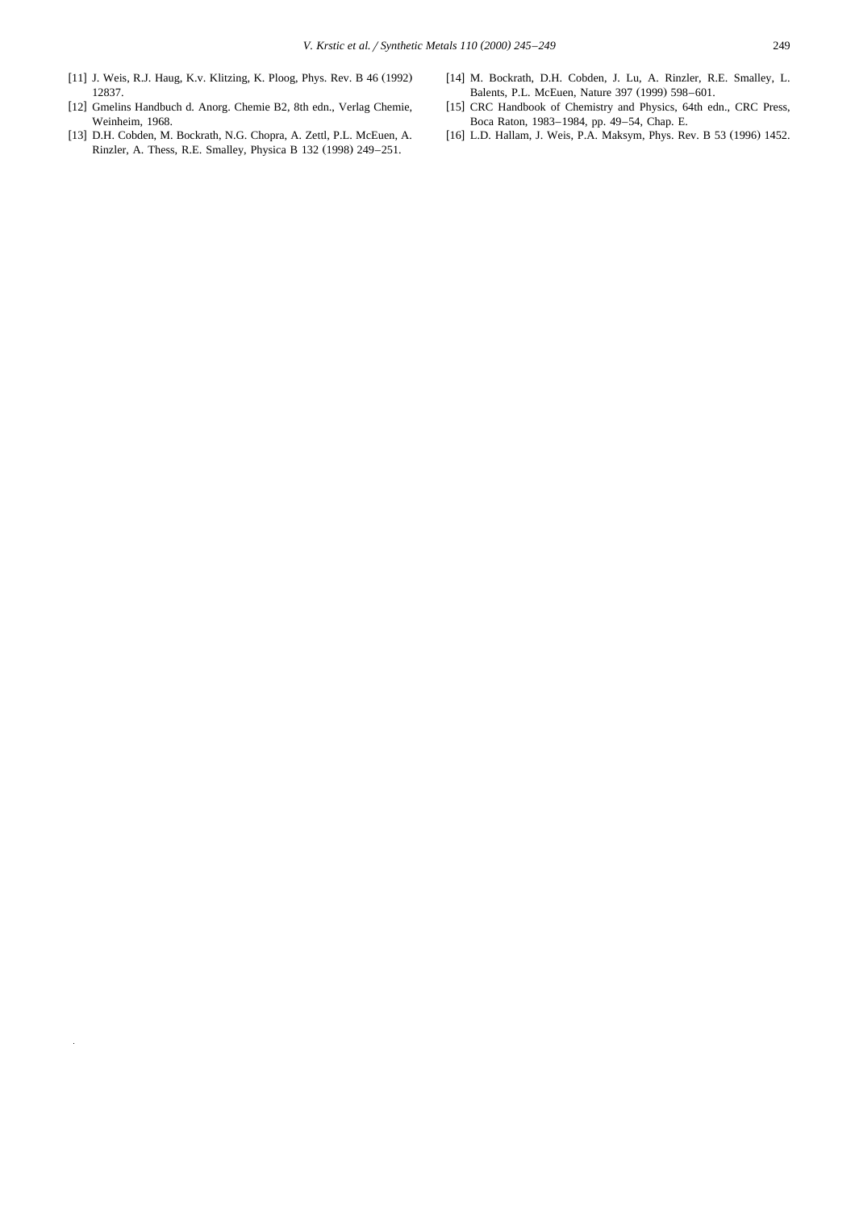[11] J. Weis, R.J. Haug, K.v. Klitzing, K. Ploog, Phys. Rev. B 46 (1992) 12837.

[12] Gmelins Handbuch d. Anorg. Chemie B2, 8th edn., Verlag Chemie, Weinheim, 1968.

[13] D.H. Cobden, M. Bockrath, N.G. Chopra, A. Zettl, P.L. McEuen, A. Rinzler, A. Thess, R.E. Smalley, Physica B 132 (1998) 249–251.

[14] M. Bockrath, D.H. Cobden, J. Lu, A. Rinzler, R.E. Smalley, L. Balents, P.L. McEuen, Nature 397 (1999) 598–601.

[15] CRC Handbook of Chemistry and Physics, 64th edn., CRC Press, Boca Raton, 1983–1984, pp. 49–54, Chap. E.

[16] L.D. Hallam, J. Weis, P.A. Maksym, Phys. Rev. B 53 (1996) 1452.